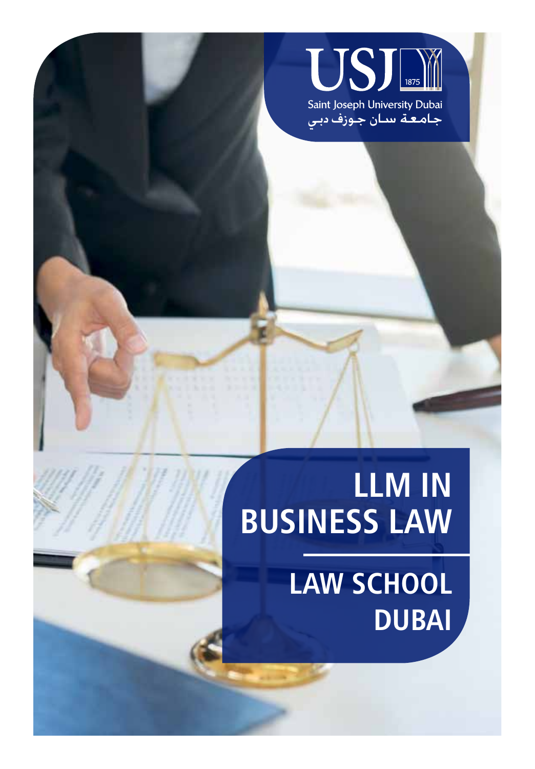USJ 1875

Saint Joseph University Dubai

جامعة سان جوزف دبي

# LLM IN BUSINESS LAW

## LAW SCHOOL DUBAI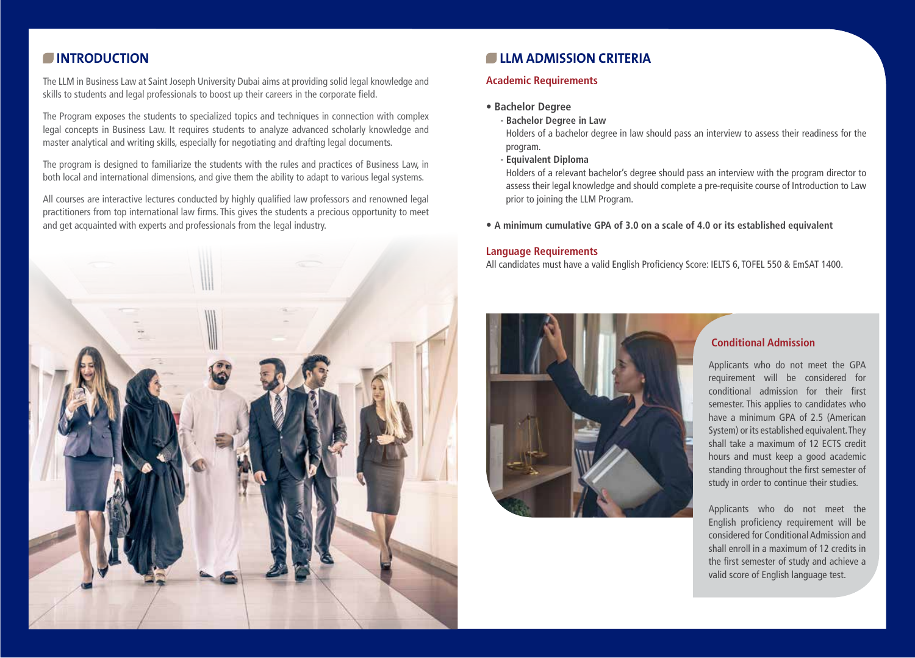## INTRODUCTION

The LLM in Business Law at Saint Joseph University Dubai aims at providing solid legal knowledge and skills to students and legal professionals to boost up their careers in the corporate field.

The Program exposes the students to specialized topics and techniques in connection with complex legal concepts in Business Law. It requires students to analyze advanced scholarly knowledge and master analytical and writing skills, especially for negotiating and drafting legal documents.

The program is designed to familiarize the students with the rules and practices of Business Law, in both local and international dimensions, and give them the ability to adapt to various legal systems.

All courses are interactive lectures conducted by highly qualified law professors and renowned legal practitioners from top international law firms. This gives the students a precious opportunity to meet and get acquainted with experts and professionals from the legal industry.

## LLM ADMISSION CRITERIA

### Academic Requirements

- **Bachelor Degree**
  - **Bachelor Degree in Law**

    Holders of a bachelor degree in law should pass an interview to assess their readiness for the program.
  - **Equivalent Diploma**

    Holders of a relevant bachelor's degree should pass an interview with the program director to assess their legal knowledge and should complete a pre-requisite course of Introduction to Law prior to joining the LLM Program.

- **A minimum cumulative GPA of 3.0 on a scale of 4.0 or its established equivalent**

### Language Requirements

All candidates must have a valid English Proficiency Score: IELTS 6, TOFEL 550 & EmSAT 1400.

### Conditional Admission

Applicants who do not meet the GPA requirement will be considered for conditional admission for their first semester. This applies to candidates who have a minimum GPA of 2.5 (American System) or its established equivalent. They shall take a maximum of 12 ECTS credit hours and must keep a good academic standing throughout the first semester of study in order to continue their studies.

Applicants who do not meet the English proficiency requirement will be considered for Conditional Admission and shall enroll in a maximum of 12 credits in the first semester of study and achieve a valid score of English language test.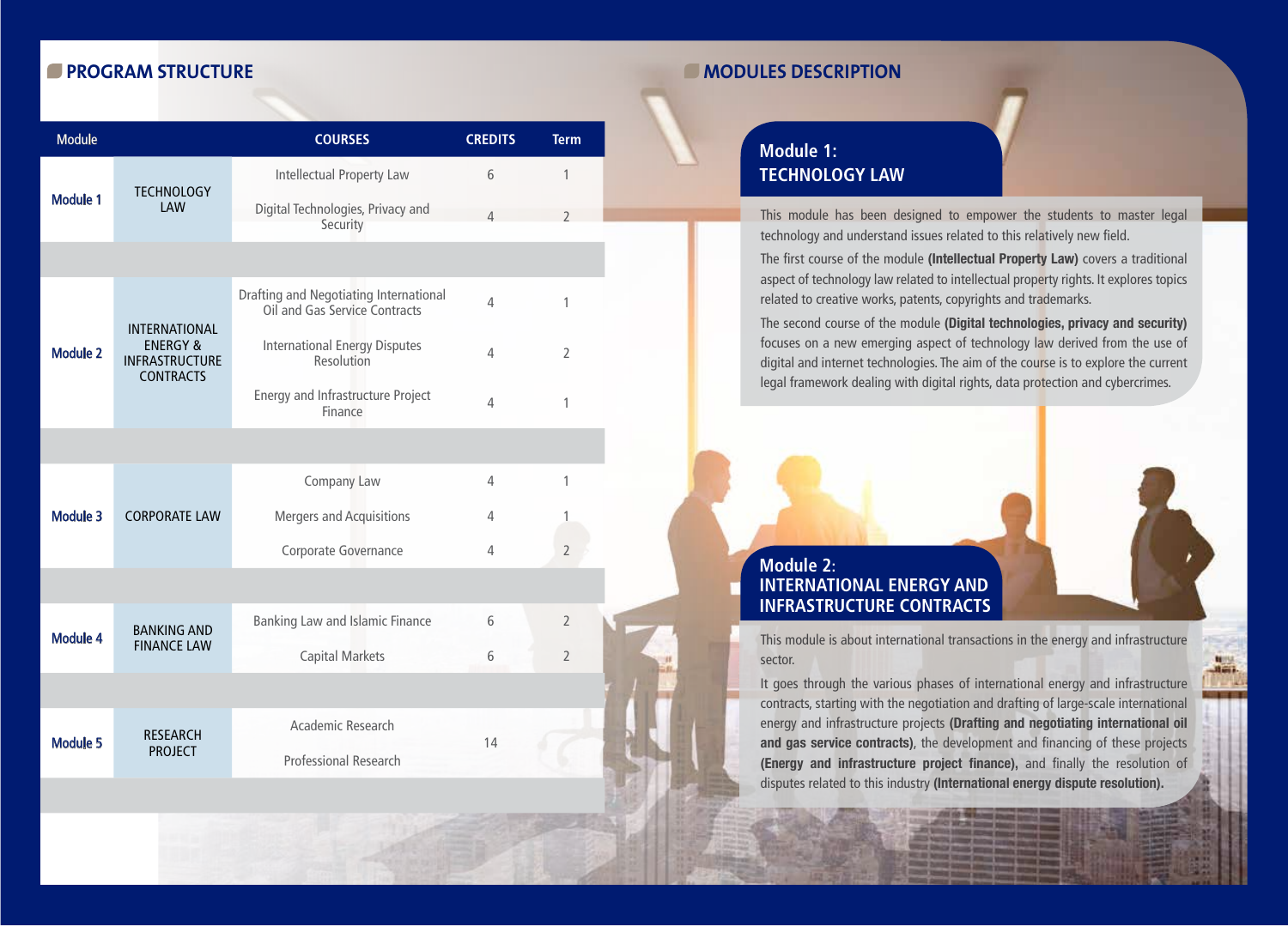## PROGRAM STRUCTURE

| Module | | COURSES | CREDITS | Term |
|---|---|---|---|---|
| Module 1 | TECHNOLOGY LAW | Intellectual Property Law | 6 | 1 |
| | | Digital Technologies, Privacy and Security | 4 | 2 |
| Module 2 | INTERNATIONAL ENERGY & INFRASTRUCTURE CONTRACTS | Drafting and Negotiating International Oil and Gas Service Contracts | 4 | 1 |
| | | International Energy Disputes Resolution | 4 | 2 |
| | | Energy and Infrastructure Project Finance | 4 | 1 |
| Module 3 | CORPORATE LAW | Company Law | 4 | 1 |
| | | Mergers and Acquisitions | 4 | 1 |
| | | Corporate Governance | 4 | 2 |
| Module 4 | BANKING AND FINANCE LAW | Banking Law and Islamic Finance | 6 | 2 |
| | | Capital Markets | 6 | 2 |
| Module 5 | RESEARCH PROJECT | Academic Research | 14 | |
| | | Professional Research | | |

## MODULES DESCRIPTION

### Module 1: TECHNOLOGY LAW

This module has been designed to empower the students to master legal technology and understand issues related to this relatively new field.

The first course of the module **(Intellectual Property Law)** covers a traditional aspect of technology law related to intellectual property rights. It explores topics related to creative works, patents, copyrights and trademarks.

The second course of the module **(Digital technologies, privacy and security)** focuses on a new emerging aspect of technology law derived from the use of digital and internet technologies. The aim of the course is to explore the current legal framework dealing with digital rights, data protection and cybercrimes.

### Module 2: INTERNATIONAL ENERGY AND INFRASTRUCTURE CONTRACTS

This module is about international transactions in the energy and infrastructure sector.

It goes through the various phases of international energy and infrastructure contracts, starting with the negotiation and drafting of large-scale international energy and infrastructure projects **(Drafting and negotiating international oil and gas service contracts)**, the development and financing of these projects **(Energy and infrastructure project finance),** and finally the resolution of disputes related to this industry **(International energy dispute resolution).**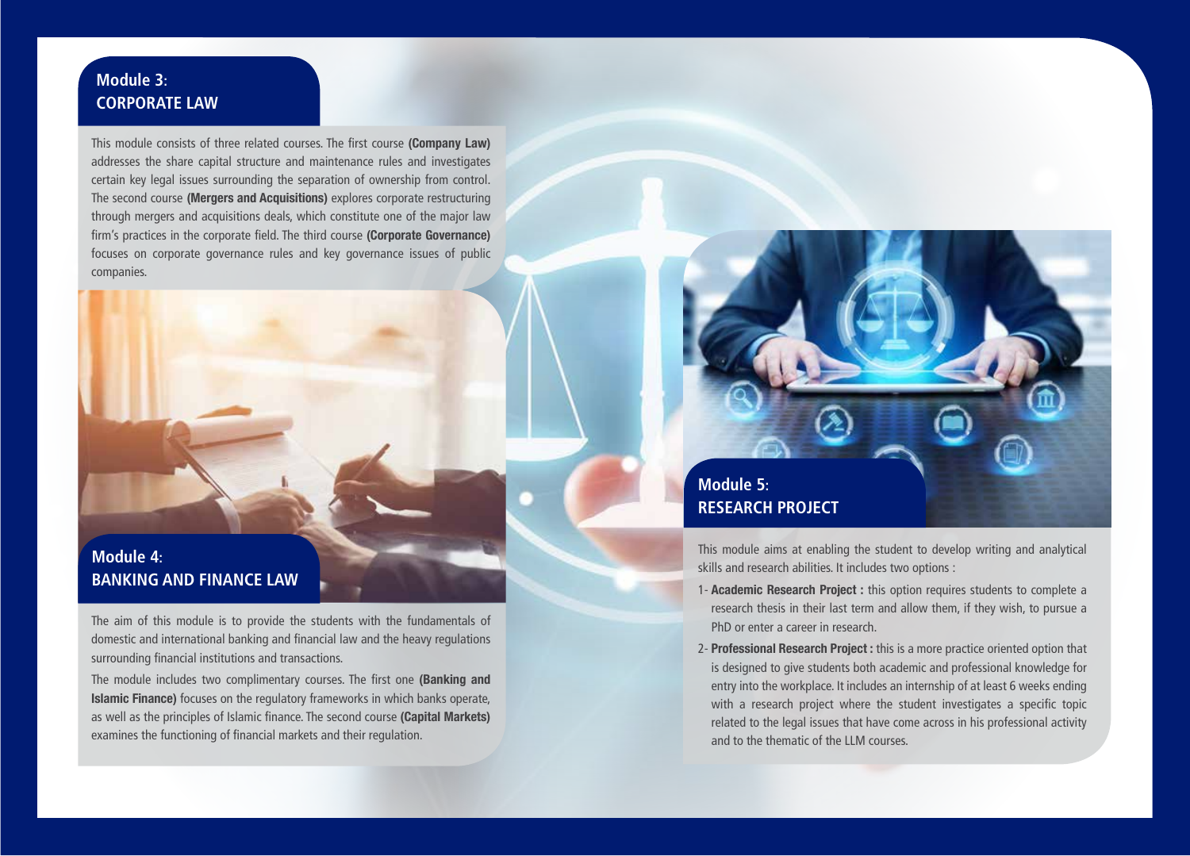## Module 3: CORPORATE LAW

This module consists of three related courses. The first course **(Company Law)** addresses the share capital structure and maintenance rules and investigates certain key legal issues surrounding the separation of ownership from control. The second course **(Mergers and Acquisitions)** explores corporate restructuring through mergers and acquisitions deals, which constitute one of the major law firm's practices in the corporate field. The third course **(Corporate Governance)** focuses on corporate governance rules and key governance issues of public companies.

## Module 4: BANKING AND FINANCE LAW

The aim of this module is to provide the students with the fundamentals of domestic and international banking and financial law and the heavy regulations surrounding financial institutions and transactions.

The module includes two complimentary courses. The first one **(Banking and Islamic Finance)** focuses on the regulatory frameworks in which banks operate, as well as the principles of Islamic finance. The second course **(Capital Markets)** examines the functioning of financial markets and their regulation.

## Module 5: RESEARCH PROJECT

This module aims at enabling the student to develop writing and analytical skills and research abilities. It includes two options :

1- **Academic Research Project :** this option requires students to complete a research thesis in their last term and allow them, if they wish, to pursue a PhD or enter a career in research.

2- **Professional Research Project :** this is a more practice oriented option that is designed to give students both academic and professional knowledge for entry into the workplace. It includes an internship of at least 6 weeks ending with a research project where the student investigates a specific topic related to the legal issues that have come across in his professional activity and to the thematic of the LLM courses.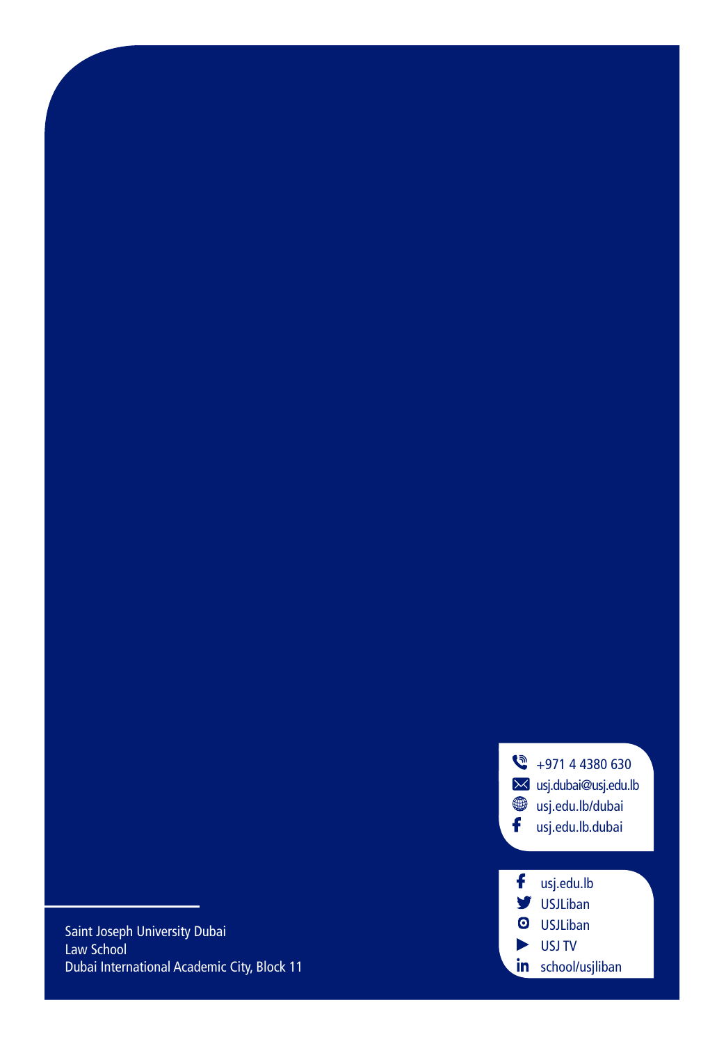+971 4 4380 630
usj.dubai@usj.edu.lb
usj.edu.lb/dubai
usj.edu.lb.dubai

usj.edu.lb
USJLiban
USJLiban
USJ TV
school/usjliban

Saint Joseph University Dubai
Law School
Dubai International Academic City, Block 11